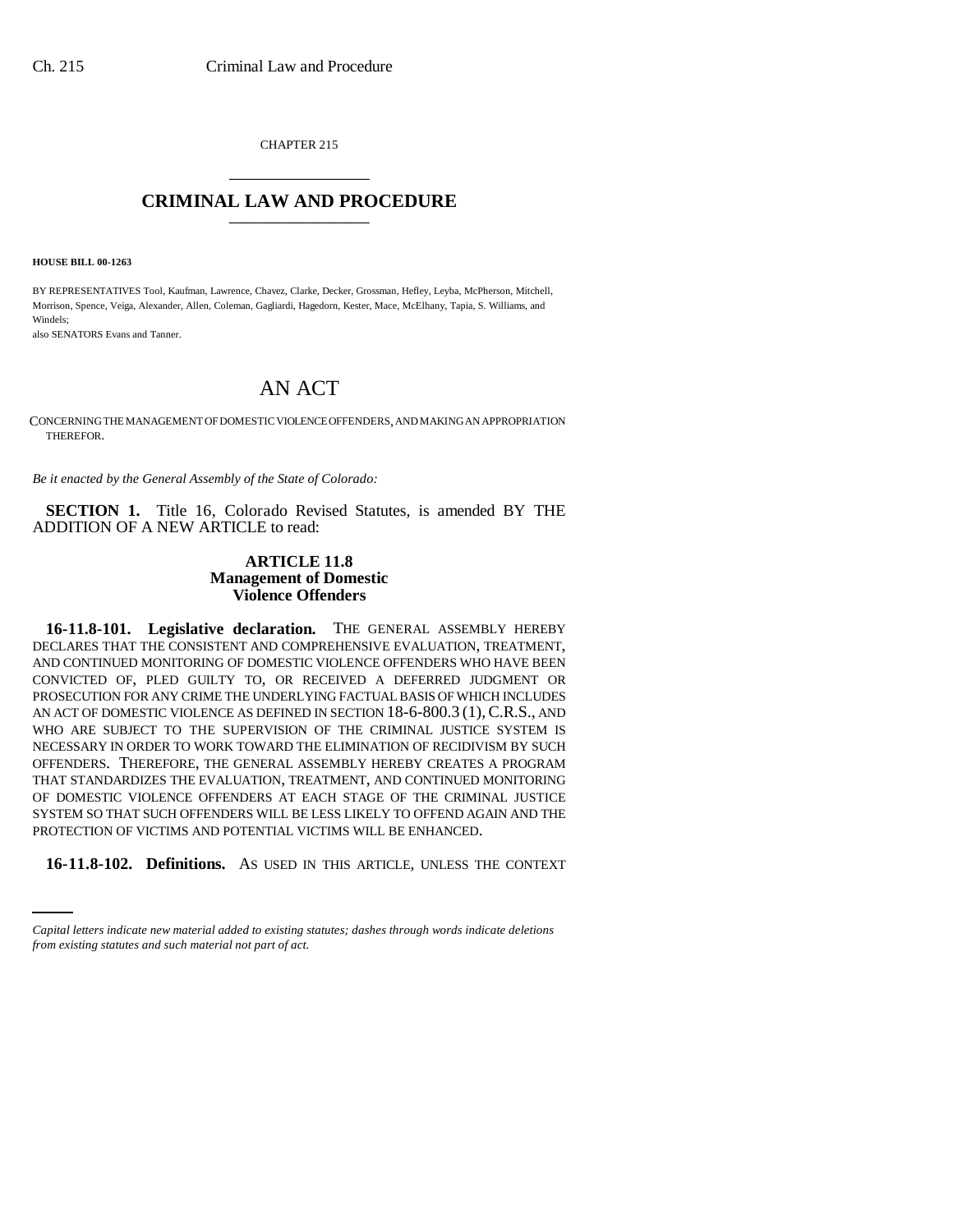CHAPTER 215

# CRIMINAL LAW AND PROCEDURE

**HOUSE BILL 00-1263**

BY REPRESENTATIVES Tool, Kaufman, Lawrence, Chavez, Clarke, Decker, Grossman, Hefley, Leyba, McPherson, Mitchell, Morrison, Spence, Veiga, Alexander, Allen, Coleman, Gagliardi, Hagedorn, Kester, Mace, McElhany, Tapia, S. Williams, and Windels;
also SENATORS Evans and Tanner.

# AN ACT

CONCERNING THE MANAGEMENT OF DOMESTIC VIOLENCE OFFENDERS, AND MAKING AN APPROPRIATION THEREFOR.

*Be it enacted by the General Assembly of the State of Colorado:*

**SECTION 1.** Title 16, Colorado Revised Statutes, is amended BY THE ADDITION OF A NEW ARTICLE to read:

## ARTICLE 11.8
## Management of Domestic Violence Offenders

**16-11.8-101. Legislative declaration.** THE GENERAL ASSEMBLY HEREBY DECLARES THAT THE CONSISTENT AND COMPREHENSIVE EVALUATION, TREATMENT, AND CONTINUED MONITORING OF DOMESTIC VIOLENCE OFFENDERS WHO HAVE BEEN CONVICTED OF, PLED GUILTY TO, OR RECEIVED A DEFERRED JUDGMENT OR PROSECUTION FOR ANY CRIME THE UNDERLYING FACTUAL BASIS OF WHICH INCLUDES AN ACT OF DOMESTIC VIOLENCE AS DEFINED IN SECTION 18-6-800.3 (1), C.R.S., AND WHO ARE SUBJECT TO THE SUPERVISION OF THE CRIMINAL JUSTICE SYSTEM IS NECESSARY IN ORDER TO WORK TOWARD THE ELIMINATION OF RECIDIVISM BY SUCH OFFENDERS. THEREFORE, THE GENERAL ASSEMBLY HEREBY CREATES A PROGRAM THAT STANDARDIZES THE EVALUATION, TREATMENT, AND CONTINUED MONITORING OF DOMESTIC VIOLENCE OFFENDERS AT EACH STAGE OF THE CRIMINAL JUSTICE SYSTEM SO THAT SUCH OFFENDERS WILL BE LESS LIKELY TO OFFEND AGAIN AND THE PROTECTION OF VICTIMS AND POTENTIAL VICTIMS WILL BE ENHANCED.

**16-11.8-102. Definitions.** AS USED IN THIS ARTICLE, UNLESS THE CONTEXT

*Capital letters indicate new material added to existing statutes; dashes through words indicate deletions from existing statutes and such material not part of act.*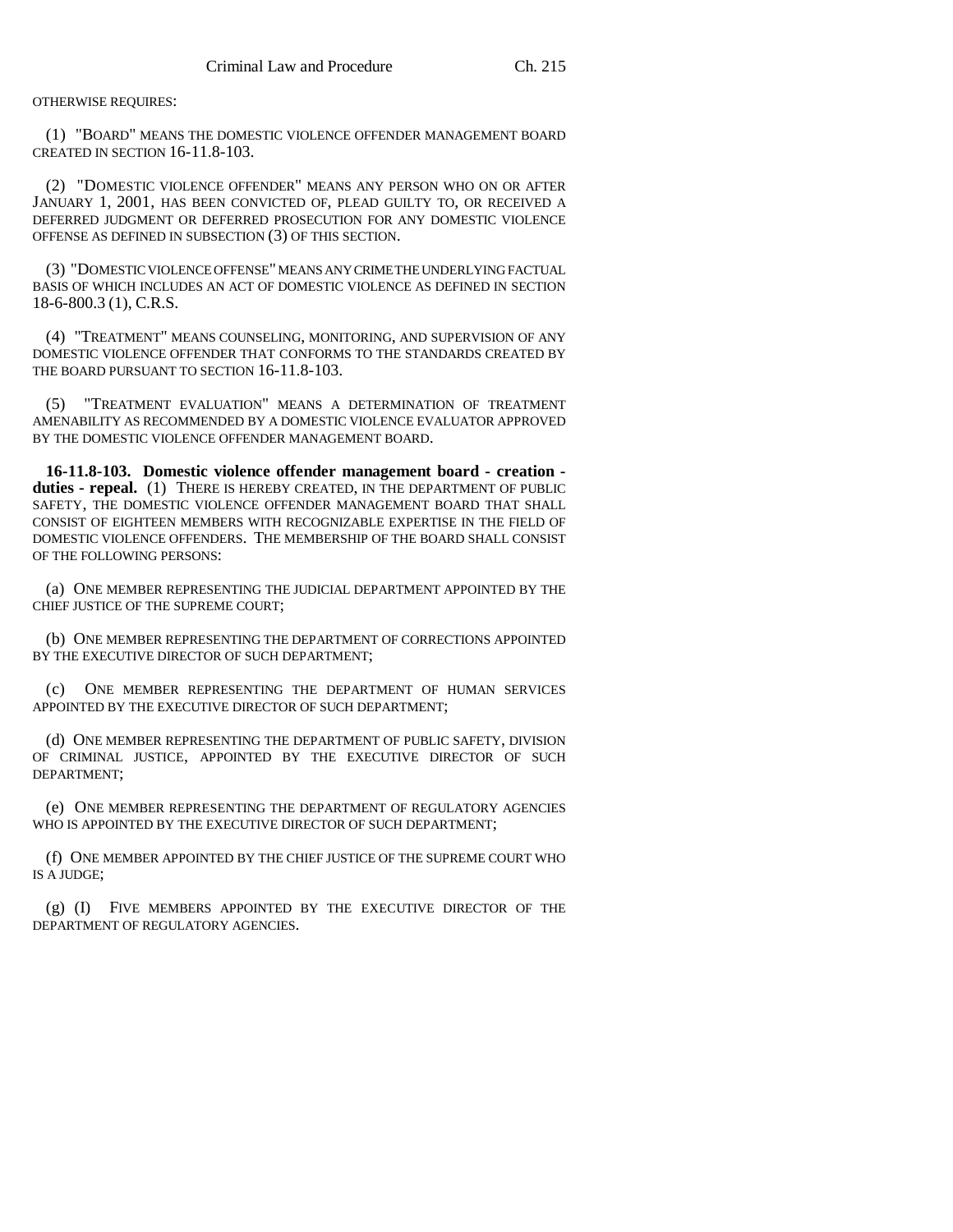OTHERWISE REQUIRES:

(1) "BOARD" MEANS THE DOMESTIC VIOLENCE OFFENDER MANAGEMENT BOARD CREATED IN SECTION 16-11.8-103.

(2) "DOMESTIC VIOLENCE OFFENDER" MEANS ANY PERSON WHO ON OR AFTER JANUARY 1, 2001, HAS BEEN CONVICTED OF, PLEAD GUILTY TO, OR RECEIVED A DEFERRED JUDGMENT OR DEFERRED PROSECUTION FOR ANY DOMESTIC VIOLENCE OFFENSE AS DEFINED IN SUBSECTION (3) OF THIS SECTION.

(3) "DOMESTIC VIOLENCE OFFENSE" MEANS ANY CRIME THE UNDERLYING FACTUAL BASIS OF WHICH INCLUDES AN ACT OF DOMESTIC VIOLENCE AS DEFINED IN SECTION 18-6-800.3 (1), C.R.S.

(4) "TREATMENT" MEANS COUNSELING, MONITORING, AND SUPERVISION OF ANY DOMESTIC VIOLENCE OFFENDER THAT CONFORMS TO THE STANDARDS CREATED BY THE BOARD PURSUANT TO SECTION 16-11.8-103.

(5) "TREATMENT EVALUATION" MEANS A DETERMINATION OF TREATMENT AMENABILITY AS RECOMMENDED BY A DOMESTIC VIOLENCE EVALUATOR APPROVED BY THE DOMESTIC VIOLENCE OFFENDER MANAGEMENT BOARD.

**16-11.8-103. Domestic violence offender management board - creation - duties - repeal.** (1) THERE IS HEREBY CREATED, IN THE DEPARTMENT OF PUBLIC SAFETY, THE DOMESTIC VIOLENCE OFFENDER MANAGEMENT BOARD THAT SHALL CONSIST OF EIGHTEEN MEMBERS WITH RECOGNIZABLE EXPERTISE IN THE FIELD OF DOMESTIC VIOLENCE OFFENDERS. THE MEMBERSHIP OF THE BOARD SHALL CONSIST OF THE FOLLOWING PERSONS:

(a) ONE MEMBER REPRESENTING THE JUDICIAL DEPARTMENT APPOINTED BY THE CHIEF JUSTICE OF THE SUPREME COURT;

(b) ONE MEMBER REPRESENTING THE DEPARTMENT OF CORRECTIONS APPOINTED BY THE EXECUTIVE DIRECTOR OF SUCH DEPARTMENT;

(c) ONE MEMBER REPRESENTING THE DEPARTMENT OF HUMAN SERVICES APPOINTED BY THE EXECUTIVE DIRECTOR OF SUCH DEPARTMENT;

(d) ONE MEMBER REPRESENTING THE DEPARTMENT OF PUBLIC SAFETY, DIVISION OF CRIMINAL JUSTICE, APPOINTED BY THE EXECUTIVE DIRECTOR OF SUCH DEPARTMENT;

(e) ONE MEMBER REPRESENTING THE DEPARTMENT OF REGULATORY AGENCIES WHO IS APPOINTED BY THE EXECUTIVE DIRECTOR OF SUCH DEPARTMENT;

(f) ONE MEMBER APPOINTED BY THE CHIEF JUSTICE OF THE SUPREME COURT WHO IS A JUDGE;

(g) (I) FIVE MEMBERS APPOINTED BY THE EXECUTIVE DIRECTOR OF THE DEPARTMENT OF REGULATORY AGENCIES.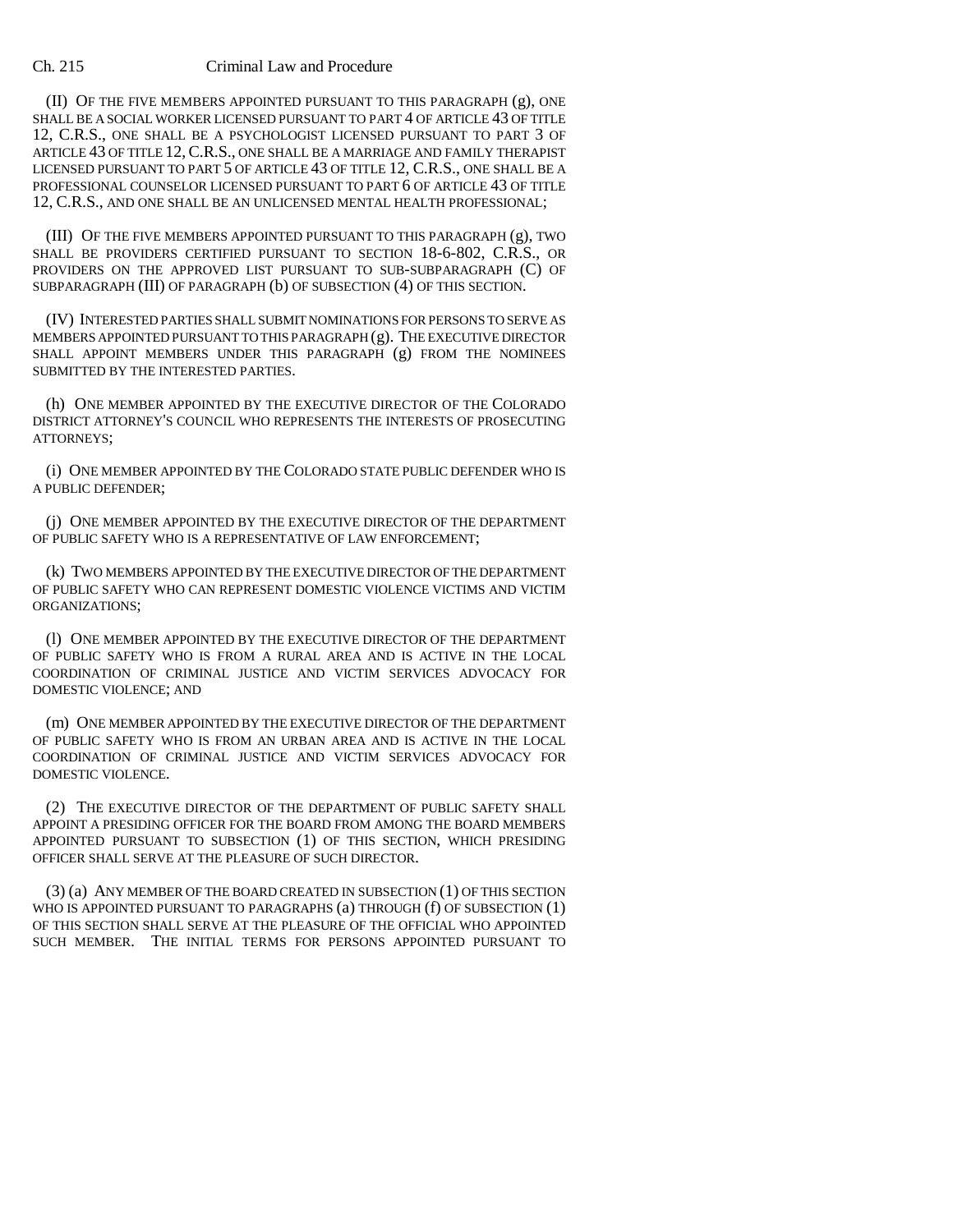(II) OF THE FIVE MEMBERS APPOINTED PURSUANT TO THIS PARAGRAPH (g), ONE SHALL BE A SOCIAL WORKER LICENSED PURSUANT TO PART 4 OF ARTICLE 43 OF TITLE 12, C.R.S., ONE SHALL BE A PSYCHOLOGIST LICENSED PURSUANT TO PART 3 OF ARTICLE 43 OF TITLE 12, C.R.S., ONE SHALL BE A MARRIAGE AND FAMILY THERAPIST LICENSED PURSUANT TO PART 5 OF ARTICLE 43 OF TITLE 12, C.R.S., ONE SHALL BE A PROFESSIONAL COUNSELOR LICENSED PURSUANT TO PART 6 OF ARTICLE 43 OF TITLE 12, C.R.S., AND ONE SHALL BE AN UNLICENSED MENTAL HEALTH PROFESSIONAL;

(III) OF THE FIVE MEMBERS APPOINTED PURSUANT TO THIS PARAGRAPH (g), TWO SHALL BE PROVIDERS CERTIFIED PURSUANT TO SECTION 18-6-802, C.R.S., OR PROVIDERS ON THE APPROVED LIST PURSUANT TO SUB-SUBPARAGRAPH (C) OF SUBPARAGRAPH (III) OF PARAGRAPH (b) OF SUBSECTION (4) OF THIS SECTION.

(IV) INTERESTED PARTIES SHALL SUBMIT NOMINATIONS FOR PERSONS TO SERVE AS MEMBERS APPOINTED PURSUANT TO THIS PARAGRAPH (g). THE EXECUTIVE DIRECTOR SHALL APPOINT MEMBERS UNDER THIS PARAGRAPH (g) FROM THE NOMINEES SUBMITTED BY THE INTERESTED PARTIES.

(h) ONE MEMBER APPOINTED BY THE EXECUTIVE DIRECTOR OF THE COLORADO DISTRICT ATTORNEY'S COUNCIL WHO REPRESENTS THE INTERESTS OF PROSECUTING ATTORNEYS;

(i) ONE MEMBER APPOINTED BY THE COLORADO STATE PUBLIC DEFENDER WHO IS A PUBLIC DEFENDER;

(j) ONE MEMBER APPOINTED BY THE EXECUTIVE DIRECTOR OF THE DEPARTMENT OF PUBLIC SAFETY WHO IS A REPRESENTATIVE OF LAW ENFORCEMENT;

(k) TWO MEMBERS APPOINTED BY THE EXECUTIVE DIRECTOR OF THE DEPARTMENT OF PUBLIC SAFETY WHO CAN REPRESENT DOMESTIC VIOLENCE VICTIMS AND VICTIM ORGANIZATIONS;

(l) ONE MEMBER APPOINTED BY THE EXECUTIVE DIRECTOR OF THE DEPARTMENT OF PUBLIC SAFETY WHO IS FROM A RURAL AREA AND IS ACTIVE IN THE LOCAL COORDINATION OF CRIMINAL JUSTICE AND VICTIM SERVICES ADVOCACY FOR DOMESTIC VIOLENCE; AND

(m) ONE MEMBER APPOINTED BY THE EXECUTIVE DIRECTOR OF THE DEPARTMENT OF PUBLIC SAFETY WHO IS FROM AN URBAN AREA AND IS ACTIVE IN THE LOCAL COORDINATION OF CRIMINAL JUSTICE AND VICTIM SERVICES ADVOCACY FOR DOMESTIC VIOLENCE.

(2) THE EXECUTIVE DIRECTOR OF THE DEPARTMENT OF PUBLIC SAFETY SHALL APPOINT A PRESIDING OFFICER FOR THE BOARD FROM AMONG THE BOARD MEMBERS APPOINTED PURSUANT TO SUBSECTION (1) OF THIS SECTION, WHICH PRESIDING OFFICER SHALL SERVE AT THE PLEASURE OF SUCH DIRECTOR.

(3) (a) ANY MEMBER OF THE BOARD CREATED IN SUBSECTION (1) OF THIS SECTION WHO IS APPOINTED PURSUANT TO PARAGRAPHS (a) THROUGH (f) OF SUBSECTION (1) OF THIS SECTION SHALL SERVE AT THE PLEASURE OF THE OFFICIAL WHO APPOINTED SUCH MEMBER. THE INITIAL TERMS FOR PERSONS APPOINTED PURSUANT TO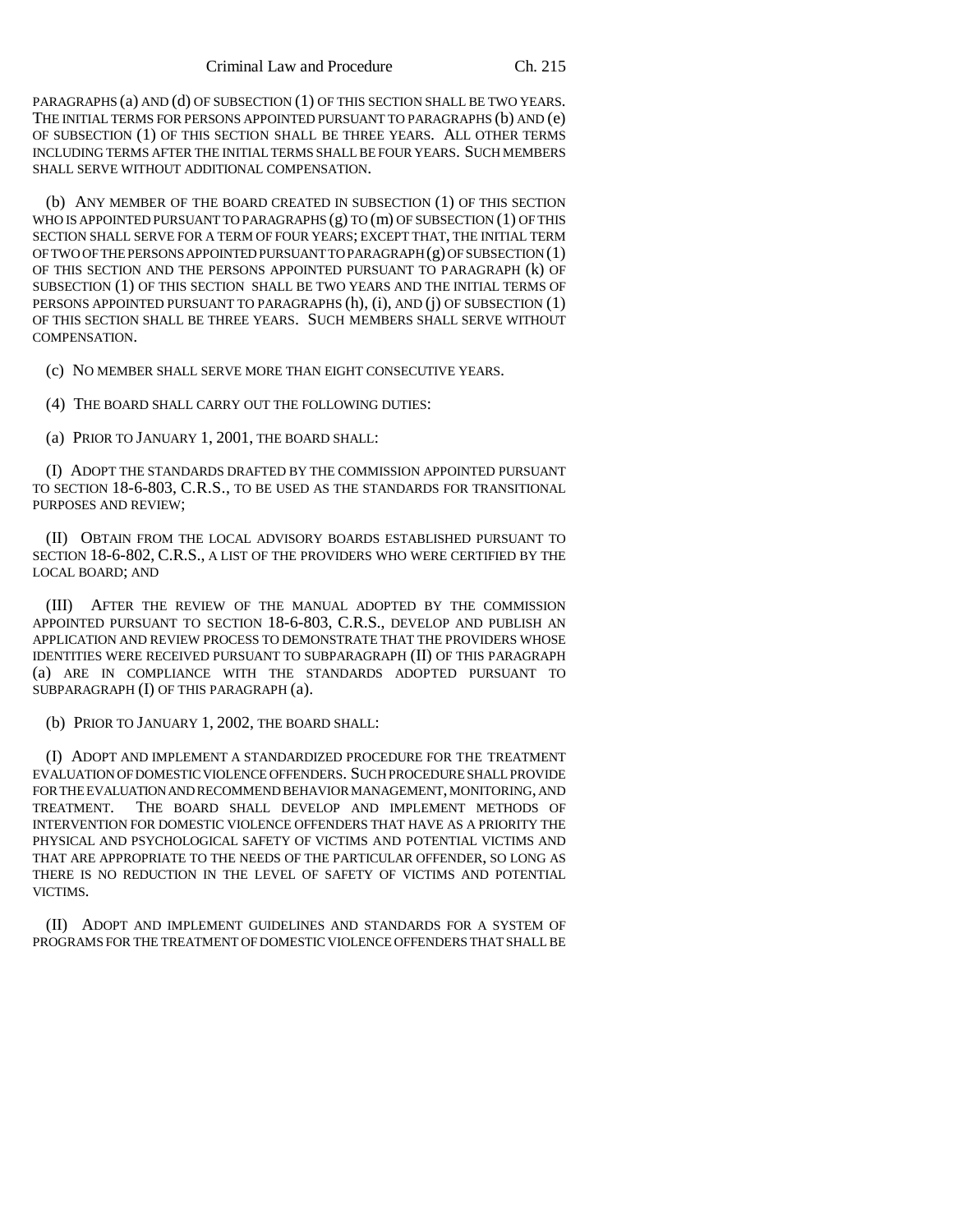PARAGRAPHS (a) AND (d) OF SUBSECTION (1) OF THIS SECTION SHALL BE TWO YEARS. THE INITIAL TERMS FOR PERSONS APPOINTED PURSUANT TO PARAGRAPHS (b) AND (e) OF SUBSECTION (1) OF THIS SECTION SHALL BE THREE YEARS. ALL OTHER TERMS INCLUDING TERMS AFTER THE INITIAL TERMS SHALL BE FOUR YEARS. SUCH MEMBERS SHALL SERVE WITHOUT ADDITIONAL COMPENSATION.

(b) ANY MEMBER OF THE BOARD CREATED IN SUBSECTION (1) OF THIS SECTION WHO IS APPOINTED PURSUANT TO PARAGRAPHS (g) TO (m) OF SUBSECTION (1) OF THIS SECTION SHALL SERVE FOR A TERM OF FOUR YEARS; EXCEPT THAT, THE INITIAL TERM OF TWO OF THE PERSONS APPOINTED PURSUANT TO PARAGRAPH (g) OF SUBSECTION (1) OF THIS SECTION AND THE PERSONS APPOINTED PURSUANT TO PARAGRAPH (k) OF SUBSECTION (1) OF THIS SECTION SHALL BE TWO YEARS AND THE INITIAL TERMS OF PERSONS APPOINTED PURSUANT TO PARAGRAPHS (h), (i), AND (j) OF SUBSECTION (1) OF THIS SECTION SHALL BE THREE YEARS. SUCH MEMBERS SHALL SERVE WITHOUT COMPENSATION.

(c) NO MEMBER SHALL SERVE MORE THAN EIGHT CONSECUTIVE YEARS.

(4) THE BOARD SHALL CARRY OUT THE FOLLOWING DUTIES:

(a) PRIOR TO JANUARY 1, 2001, THE BOARD SHALL:

(I) ADOPT THE STANDARDS DRAFTED BY THE COMMISSION APPOINTED PURSUANT TO SECTION 18-6-803, C.R.S., TO BE USED AS THE STANDARDS FOR TRANSITIONAL PURPOSES AND REVIEW;

(II) OBTAIN FROM THE LOCAL ADVISORY BOARDS ESTABLISHED PURSUANT TO SECTION 18-6-802, C.R.S., A LIST OF THE PROVIDERS WHO WERE CERTIFIED BY THE LOCAL BOARD; AND

(III) AFTER THE REVIEW OF THE MANUAL ADOPTED BY THE COMMISSION APPOINTED PURSUANT TO SECTION 18-6-803, C.R.S., DEVELOP AND PUBLISH AN APPLICATION AND REVIEW PROCESS TO DEMONSTRATE THAT THE PROVIDERS WHOSE IDENTITIES WERE RECEIVED PURSUANT TO SUBPARAGRAPH (II) OF THIS PARAGRAPH (a) ARE IN COMPLIANCE WITH THE STANDARDS ADOPTED PURSUANT TO SUBPARAGRAPH (I) OF THIS PARAGRAPH (a).

(b) PRIOR TO JANUARY 1, 2002, THE BOARD SHALL:

(I) ADOPT AND IMPLEMENT A STANDARDIZED PROCEDURE FOR THE TREATMENT EVALUATION OF DOMESTIC VIOLENCE OFFENDERS. SUCH PROCEDURE SHALL PROVIDE FOR THE EVALUATION AND RECOMMEND BEHAVIOR MANAGEMENT, MONITORING, AND TREATMENT. THE BOARD SHALL DEVELOP AND IMPLEMENT METHODS OF INTERVENTION FOR DOMESTIC VIOLENCE OFFENDERS THAT HAVE AS A PRIORITY THE PHYSICAL AND PSYCHOLOGICAL SAFETY OF VICTIMS AND POTENTIAL VICTIMS AND THAT ARE APPROPRIATE TO THE NEEDS OF THE PARTICULAR OFFENDER, SO LONG AS THERE IS NO REDUCTION IN THE LEVEL OF SAFETY OF VICTIMS AND POTENTIAL VICTIMS.

(II) ADOPT AND IMPLEMENT GUIDELINES AND STANDARDS FOR A SYSTEM OF PROGRAMS FOR THE TREATMENT OF DOMESTIC VIOLENCE OFFENDERS THAT SHALL BE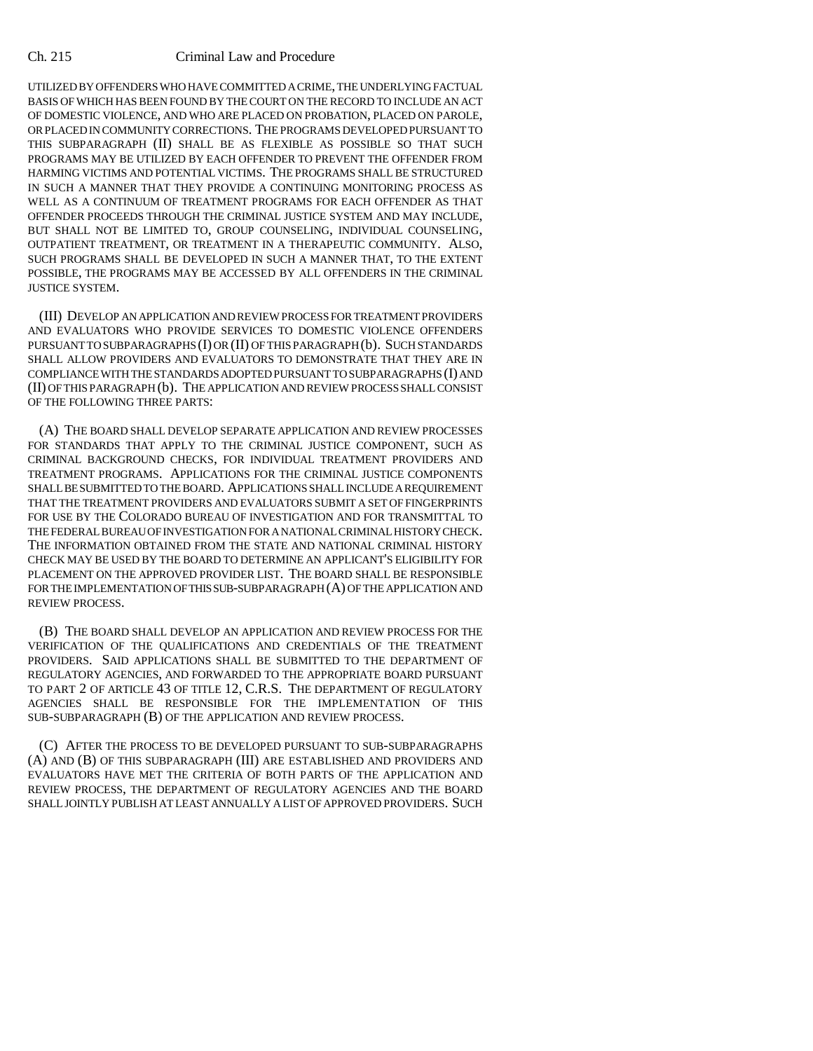UTILIZED BY OFFENDERS WHO HAVE COMMITTED A CRIME, THE UNDERLYING FACTUAL BASIS OF WHICH HAS BEEN FOUND BY THE COURT ON THE RECORD TO INCLUDE AN ACT OF DOMESTIC VIOLENCE, AND WHO ARE PLACED ON PROBATION, PLACED ON PAROLE, OR PLACED IN COMMUNITY CORRECTIONS. THE PROGRAMS DEVELOPED PURSUANT TO THIS SUBPARAGRAPH (II) SHALL BE AS FLEXIBLE AS POSSIBLE SO THAT SUCH PROGRAMS MAY BE UTILIZED BY EACH OFFENDER TO PREVENT THE OFFENDER FROM HARMING VICTIMS AND POTENTIAL VICTIMS. THE PROGRAMS SHALL BE STRUCTURED IN SUCH A MANNER THAT THEY PROVIDE A CONTINUING MONITORING PROCESS AS WELL AS A CONTINUUM OF TREATMENT PROGRAMS FOR EACH OFFENDER AS THAT OFFENDER PROCEEDS THROUGH THE CRIMINAL JUSTICE SYSTEM AND MAY INCLUDE, BUT SHALL NOT BE LIMITED TO, GROUP COUNSELING, INDIVIDUAL COUNSELING, OUTPATIENT TREATMENT, OR TREATMENT IN A THERAPEUTIC COMMUNITY. ALSO, SUCH PROGRAMS SHALL BE DEVELOPED IN SUCH A MANNER THAT, TO THE EXTENT POSSIBLE, THE PROGRAMS MAY BE ACCESSED BY ALL OFFENDERS IN THE CRIMINAL JUSTICE SYSTEM.

(III) DEVELOP AN APPLICATION AND REVIEW PROCESS FOR TREATMENT PROVIDERS AND EVALUATORS WHO PROVIDE SERVICES TO DOMESTIC VIOLENCE OFFENDERS PURSUANT TO SUBPARAGRAPHS (I) OR (II) OF THIS PARAGRAPH (b). SUCH STANDARDS SHALL ALLOW PROVIDERS AND EVALUATORS TO DEMONSTRATE THAT THEY ARE IN COMPLIANCE WITH THE STANDARDS ADOPTED PURSUANT TO SUBPARAGRAPHS (I) AND (II) OF THIS PARAGRAPH (b). THE APPLICATION AND REVIEW PROCESS SHALL CONSIST OF THE FOLLOWING THREE PARTS:

(A) THE BOARD SHALL DEVELOP SEPARATE APPLICATION AND REVIEW PROCESSES FOR STANDARDS THAT APPLY TO THE CRIMINAL JUSTICE COMPONENT, SUCH AS CRIMINAL BACKGROUND CHECKS, FOR INDIVIDUAL TREATMENT PROVIDERS AND TREATMENT PROGRAMS. APPLICATIONS FOR THE CRIMINAL JUSTICE COMPONENTS SHALL BE SUBMITTED TO THE BOARD. APPLICATIONS SHALL INCLUDE A REQUIREMENT THAT THE TREATMENT PROVIDERS AND EVALUATORS SUBMIT A SET OF FINGERPRINTS FOR USE BY THE COLORADO BUREAU OF INVESTIGATION AND FOR TRANSMITTAL TO THE FEDERAL BUREAU OF INVESTIGATION FOR A NATIONAL CRIMINAL HISTORY CHECK. THE INFORMATION OBTAINED FROM THE STATE AND NATIONAL CRIMINAL HISTORY CHECK MAY BE USED BY THE BOARD TO DETERMINE AN APPLICANT'S ELIGIBILITY FOR PLACEMENT ON THE APPROVED PROVIDER LIST. THE BOARD SHALL BE RESPONSIBLE FOR THE IMPLEMENTATION OF THIS SUB-SUBPARAGRAPH (A) OF THE APPLICATION AND REVIEW PROCESS.

(B) THE BOARD SHALL DEVELOP AN APPLICATION AND REVIEW PROCESS FOR THE VERIFICATION OF THE QUALIFICATIONS AND CREDENTIALS OF THE TREATMENT PROVIDERS. SAID APPLICATIONS SHALL BE SUBMITTED TO THE DEPARTMENT OF REGULATORY AGENCIES, AND FORWARDED TO THE APPROPRIATE BOARD PURSUANT TO PART 2 OF ARTICLE 43 OF TITLE 12, C.R.S. THE DEPARTMENT OF REGULATORY AGENCIES SHALL BE RESPONSIBLE FOR THE IMPLEMENTATION OF THIS SUB-SUBPARAGRAPH (B) OF THE APPLICATION AND REVIEW PROCESS.

(C) AFTER THE PROCESS TO BE DEVELOPED PURSUANT TO SUB-SUBPARAGRAPHS (A) AND (B) OF THIS SUBPARAGRAPH (III) ARE ESTABLISHED AND PROVIDERS AND EVALUATORS HAVE MET THE CRITERIA OF BOTH PARTS OF THE APPLICATION AND REVIEW PROCESS, THE DEPARTMENT OF REGULATORY AGENCIES AND THE BOARD SHALL JOINTLY PUBLISH AT LEAST ANNUALLY A LIST OF APPROVED PROVIDERS. SUCH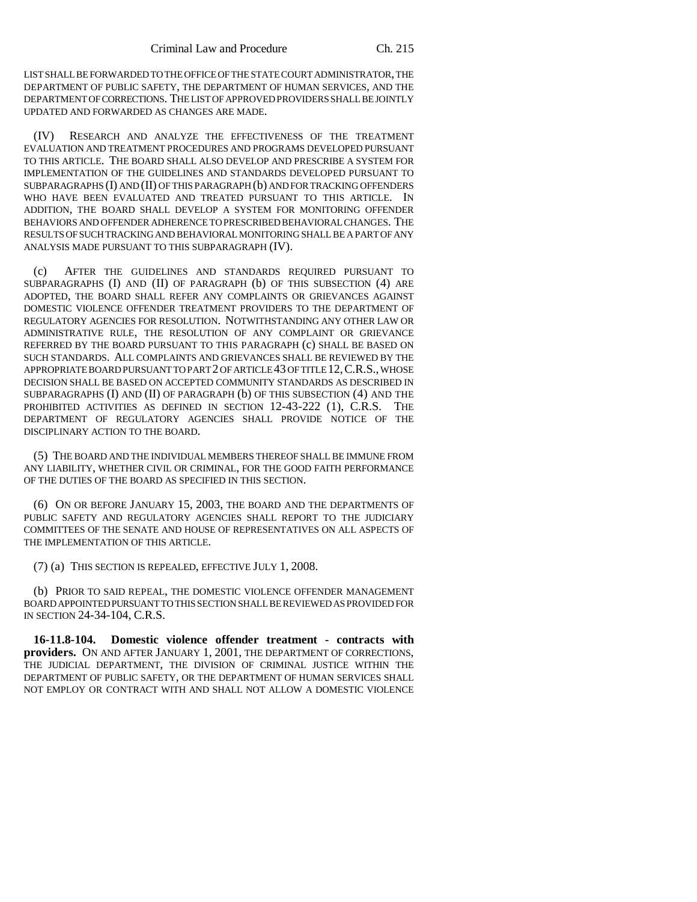LIST SHALL BE FORWARDED TO THE OFFICE OF THE STATE COURT ADMINISTRATOR, THE DEPARTMENT OF PUBLIC SAFETY, THE DEPARTMENT OF HUMAN SERVICES, AND THE DEPARTMENT OF CORRECTIONS. THE LIST OF APPROVED PROVIDERS SHALL BE JOINTLY UPDATED AND FORWARDED AS CHANGES ARE MADE.

(IV) RESEARCH AND ANALYZE THE EFFECTIVENESS OF THE TREATMENT EVALUATION AND TREATMENT PROCEDURES AND PROGRAMS DEVELOPED PURSUANT TO THIS ARTICLE. THE BOARD SHALL ALSO DEVELOP AND PRESCRIBE A SYSTEM FOR IMPLEMENTATION OF THE GUIDELINES AND STANDARDS DEVELOPED PURSUANT TO SUBPARAGRAPHS (I) AND (II) OF THIS PARAGRAPH (b) AND FOR TRACKING OFFENDERS WHO HAVE BEEN EVALUATED AND TREATED PURSUANT TO THIS ARTICLE. IN ADDITION, THE BOARD SHALL DEVELOP A SYSTEM FOR MONITORING OFFENDER BEHAVIORS AND OFFENDER ADHERENCE TO PRESCRIBED BEHAVIORAL CHANGES. THE RESULTS OF SUCH TRACKING AND BEHAVIORAL MONITORING SHALL BE A PART OF ANY ANALYSIS MADE PURSUANT TO THIS SUBPARAGRAPH (IV).

(c) AFTER THE GUIDELINES AND STANDARDS REQUIRED PURSUANT TO SUBPARAGRAPHS (I) AND (II) OF PARAGRAPH (b) OF THIS SUBSECTION (4) ARE ADOPTED, THE BOARD SHALL REFER ANY COMPLAINTS OR GRIEVANCES AGAINST DOMESTIC VIOLENCE OFFENDER TREATMENT PROVIDERS TO THE DEPARTMENT OF REGULATORY AGENCIES FOR RESOLUTION. NOTWITHSTANDING ANY OTHER LAW OR ADMINISTRATIVE RULE, THE RESOLUTION OF ANY COMPLAINT OR GRIEVANCE REFERRED BY THE BOARD PURSUANT TO THIS PARAGRAPH (c) SHALL BE BASED ON SUCH STANDARDS. ALL COMPLAINTS AND GRIEVANCES SHALL BE REVIEWED BY THE APPROPRIATE BOARD PURSUANT TO PART 2 OF ARTICLE 43 OF TITLE 12, C.R.S., WHOSE DECISION SHALL BE BASED ON ACCEPTED COMMUNITY STANDARDS AS DESCRIBED IN SUBPARAGRAPHS (I) AND (II) OF PARAGRAPH (b) OF THIS SUBSECTION (4) AND THE PROHIBITED ACTIVITIES AS DEFINED IN SECTION 12-43-222 (1), C.R.S. THE DEPARTMENT OF REGULATORY AGENCIES SHALL PROVIDE NOTICE OF THE DISCIPLINARY ACTION TO THE BOARD.

(5) THE BOARD AND THE INDIVIDUAL MEMBERS THEREOF SHALL BE IMMUNE FROM ANY LIABILITY, WHETHER CIVIL OR CRIMINAL, FOR THE GOOD FAITH PERFORMANCE OF THE DUTIES OF THE BOARD AS SPECIFIED IN THIS SECTION.

(6) ON OR BEFORE JANUARY 15, 2003, THE BOARD AND THE DEPARTMENTS OF PUBLIC SAFETY AND REGULATORY AGENCIES SHALL REPORT TO THE JUDICIARY COMMITTEES OF THE SENATE AND HOUSE OF REPRESENTATIVES ON ALL ASPECTS OF THE IMPLEMENTATION OF THIS ARTICLE.

(7) (a) THIS SECTION IS REPEALED, EFFECTIVE JULY 1, 2008.

(b) PRIOR TO SAID REPEAL, THE DOMESTIC VIOLENCE OFFENDER MANAGEMENT BOARD APPOINTED PURSUANT TO THIS SECTION SHALL BE REVIEWED AS PROVIDED FOR IN SECTION 24-34-104, C.R.S.

**16-11.8-104. Domestic violence offender treatment - contracts with providers.** ON AND AFTER JANUARY 1, 2001, THE DEPARTMENT OF CORRECTIONS, THE JUDICIAL DEPARTMENT, THE DIVISION OF CRIMINAL JUSTICE WITHIN THE DEPARTMENT OF PUBLIC SAFETY, OR THE DEPARTMENT OF HUMAN SERVICES SHALL NOT EMPLOY OR CONTRACT WITH AND SHALL NOT ALLOW A DOMESTIC VIOLENCE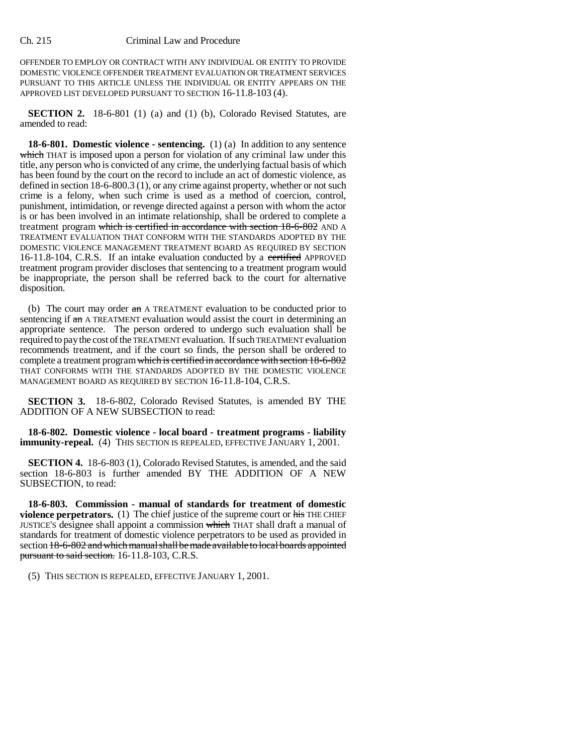OFFENDER TO EMPLOY OR CONTRACT WITH ANY INDIVIDUAL OR ENTITY TO PROVIDE DOMESTIC VIOLENCE OFFENDER TREATMENT EVALUATION OR TREATMENT SERVICES PURSUANT TO THIS ARTICLE UNLESS THE INDIVIDUAL OR ENTITY APPEARS ON THE APPROVED LIST DEVELOPED PURSUANT TO SECTION 16-11.8-103 (4).

**SECTION 2.** 18-6-801 (1) (a) and (1) (b), Colorado Revised Statutes, are amended to read:

**18-6-801. Domestic violence - sentencing.** (1) (a) In addition to any sentence ~~which~~ THAT is imposed upon a person for violation of any criminal law under this title, any person who is convicted of any crime, the underlying factual basis of which has been found by the court on the record to include an act of domestic violence, as defined in section 18-6-800.3 (1), or any crime against property, whether or not such crime is a felony, when such crime is used as a method of coercion, control, punishment, intimidation, or revenge directed against a person with whom the actor is or has been involved in an intimate relationship, shall be ordered to complete a treatment program ~~which is certified in accordance with section 18-6-802~~ AND A TREATMENT EVALUATION THAT CONFORM WITH THE STANDARDS ADOPTED BY THE DOMESTIC VIOLENCE MANAGEMENT TREATMENT BOARD AS REQUIRED BY SECTION 16-11.8-104, C.R.S. If an intake evaluation conducted by a ~~certified~~ APPROVED treatment program provider discloses that sentencing to a treatment program would be inappropriate, the person shall be referred back to the court for alternative disposition.

(b) The court may order ~~an~~ A TREATMENT evaluation to be conducted prior to sentencing if ~~an~~ A TREATMENT evaluation would assist the court in determining an appropriate sentence. The person ordered to undergo such evaluation shall be required to pay the cost of the TREATMENT evaluation. If such TREATMENT evaluation recommends treatment, and if the court so finds, the person shall be ordered to complete a treatment program ~~which is certified in accordance with section 18-6-802~~ THAT CONFORMS WITH THE STANDARDS ADOPTED BY THE DOMESTIC VIOLENCE MANAGEMENT BOARD AS REQUIRED BY SECTION 16-11.8-104, C.R.S.

**SECTION 3.** 18-6-802, Colorado Revised Statutes, is amended BY THE ADDITION OF A NEW SUBSECTION to read:

**18-6-802. Domestic violence - local board - treatment programs - liability immunity-repeal.** (4) THIS SECTION IS REPEALED, EFFECTIVE JANUARY 1, 2001.

**SECTION 4.** 18-6-803 (1), Colorado Revised Statutes, is amended, and the said section 18-6-803 is further amended BY THE ADDITION OF A NEW SUBSECTION, to read:

**18-6-803. Commission - manual of standards for treatment of domestic violence perpetrators.** (1) The chief justice of the supreme court or ~~his~~ THE CHIEF JUSTICE'S designee shall appoint a commission ~~which~~ THAT shall draft a manual of standards for treatment of domestic violence perpetrators to be used as provided in section ~~18-6-802 and which manual shall be made available to local boards appointed pursuant to said section.~~ 16-11.8-103, C.R.S.

(5) THIS SECTION IS REPEALED, EFFECTIVE JANUARY 1, 2001.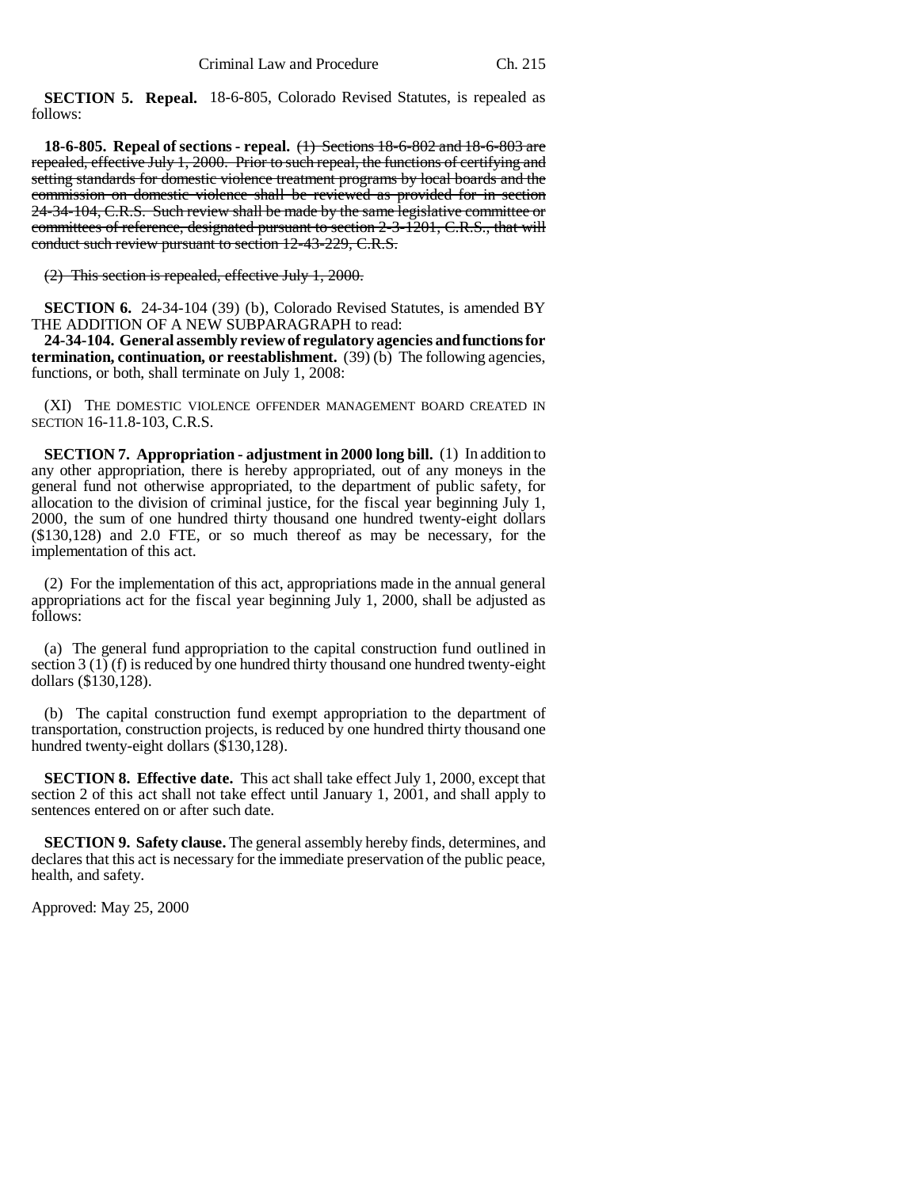**SECTION 5. Repeal.** 18-6-805, Colorado Revised Statutes, is repealed as follows:

**18-6-805. Repeal of sections - repeal.** ~~(1) Sections 18-6-802 and 18-6-803 are repealed, effective July 1, 2000. Prior to such repeal, the functions of certifying and setting standards for domestic violence treatment programs by local boards and the commission on domestic violence shall be reviewed as provided for in section 24-34-104, C.R.S. Such review shall be made by the same legislative committee or committees of reference, designated pursuant to section 2-3-1201, C.R.S., that will conduct such review pursuant to section 12-43-229, C.R.S.~~

~~(2) This section is repealed, effective July 1, 2000.~~

**SECTION 6.** 24-34-104 (39) (b), Colorado Revised Statutes, is amended BY THE ADDITION OF A NEW SUBPARAGRAPH to read:

**24-34-104. General assembly review of regulatory agencies and functions for termination, continuation, or reestablishment.** (39) (b) The following agencies, functions, or both, shall terminate on July 1, 2008:

(XI) THE DOMESTIC VIOLENCE OFFENDER MANAGEMENT BOARD CREATED IN SECTION 16-11.8-103, C.R.S.

**SECTION 7. Appropriation - adjustment in 2000 long bill.** (1) In addition to any other appropriation, there is hereby appropriated, out of any moneys in the general fund not otherwise appropriated, to the department of public safety, for allocation to the division of criminal justice, for the fiscal year beginning July 1, 2000, the sum of one hundred thirty thousand one hundred twenty-eight dollars ($130,128) and 2.0 FTE, or so much thereof as may be necessary, for the implementation of this act.

(2) For the implementation of this act, appropriations made in the annual general appropriations act for the fiscal year beginning July 1, 2000, shall be adjusted as follows:

(a) The general fund appropriation to the capital construction fund outlined in section 3 (1) (f) is reduced by one hundred thirty thousand one hundred twenty-eight dollars ($130,128).

(b) The capital construction fund exempt appropriation to the department of transportation, construction projects, is reduced by one hundred thirty thousand one hundred twenty-eight dollars ($130,128).

**SECTION 8. Effective date.** This act shall take effect July 1, 2000, except that section 2 of this act shall not take effect until January 1, 2001, and shall apply to sentences entered on or after such date.

**SECTION 9. Safety clause.** The general assembly hereby finds, determines, and declares that this act is necessary for the immediate preservation of the public peace, health, and safety.

Approved: May 25, 2000